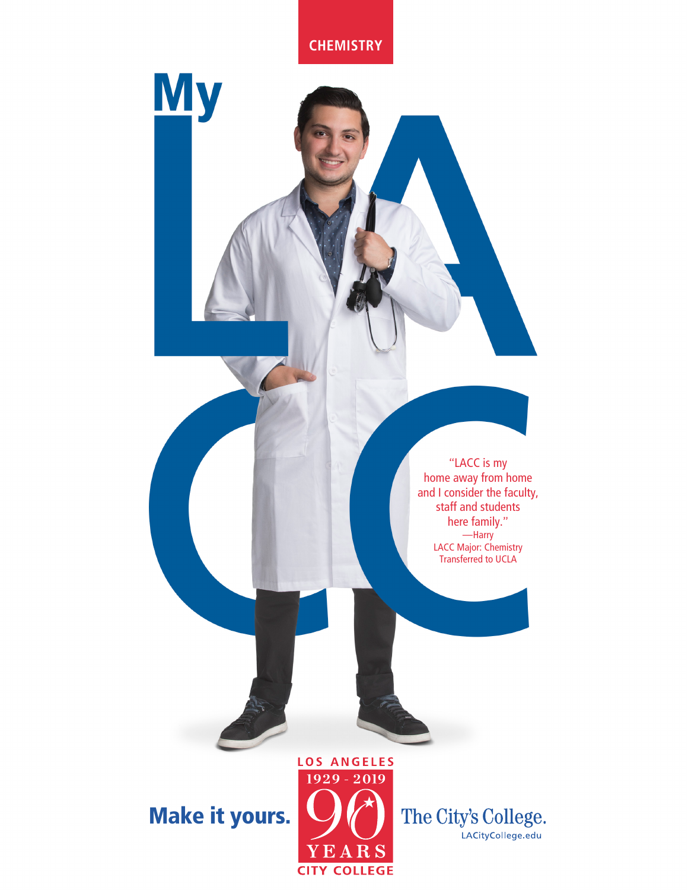CHEMISTRY

# My LACC

"LACC is my home away from home and I consider the faculty, staff and students here family."

—Harry
LACC Major: Chemistry
Transferred to UCLA

**Make it yours.**

LOS ANGELES
1929 - 2019
90
YEARS
CITY COLLEGE

The City's College.
LACityCollege.edu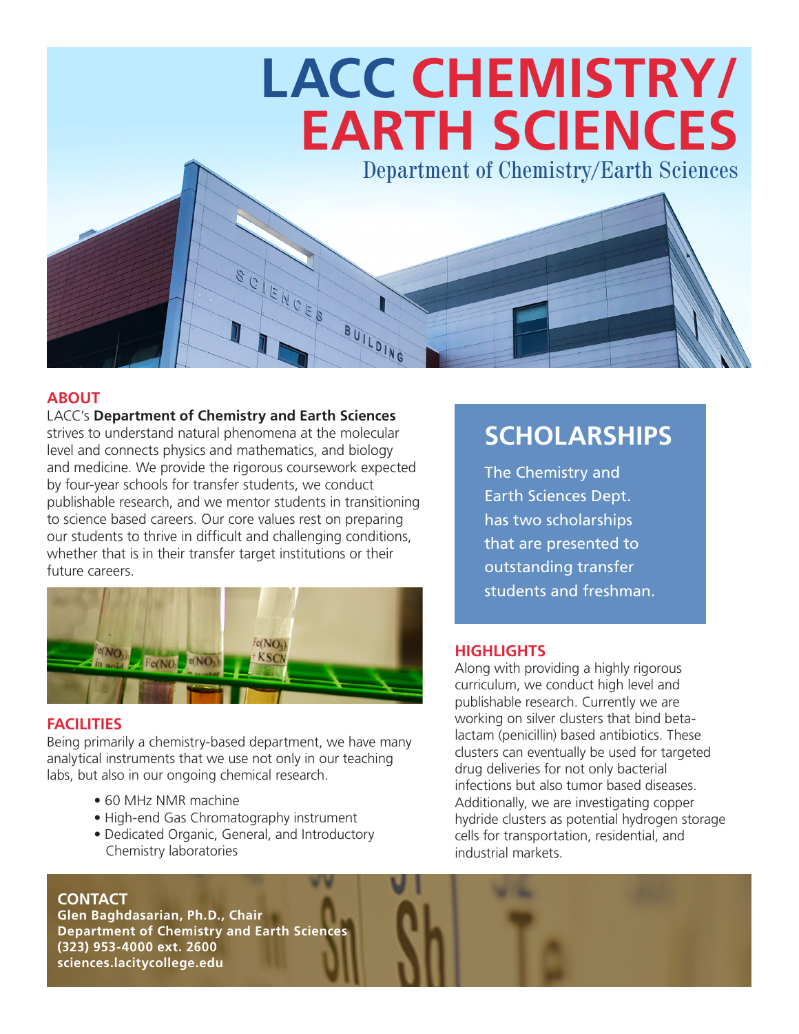# LACC CHEMISTRY/ EARTH SCIENCES

Department of Chemistry/Earth Sciences

## ABOUT

LACC's **Department of Chemistry and Earth Sciences** strives to understand natural phenomena at the molecular level and connects physics and mathematics, and biology and medicine. We provide the rigorous coursework expected by four-year schools for transfer students, we conduct publishable research, and we mentor students in transitioning to science based careers. Our core values rest on preparing our students to thrive in difficult and challenging conditions, whether that is in their transfer target institutions or their future careers.

## FACILITIES

Being primarily a chemistry-based department, we have many analytical instruments that we use not only in our teaching labs, but also in our ongoing chemical research.

- 60 MHz NMR machine
- High-end Gas Chromatography instrument
- Dedicated Organic, General, and Introductory Chemistry laboratories

## SCHOLARSHIPS

The Chemistry and Earth Sciences Dept. has two scholarships that are presented to outstanding transfer students and freshman.

## HIGHLIGHTS

Along with providing a highly rigorous curriculum, we conduct high level and publishable research. Currently we are working on silver clusters that bind beta-lactam (penicillin) based antibiotics. These clusters can eventually be used for targeted drug deliveries for not only bacterial infections but also tumor based diseases. Additionally, we are investigating copper hydride clusters as potential hydrogen storage cells for transportation, residential, and industrial markets.

## CONTACT

**Glen Baghdasarian, Ph.D., Chair**
**Department of Chemistry and Earth Sciences**
**(323) 953-4000 ext. 2600**
**sciences.lacitycollege.edu**